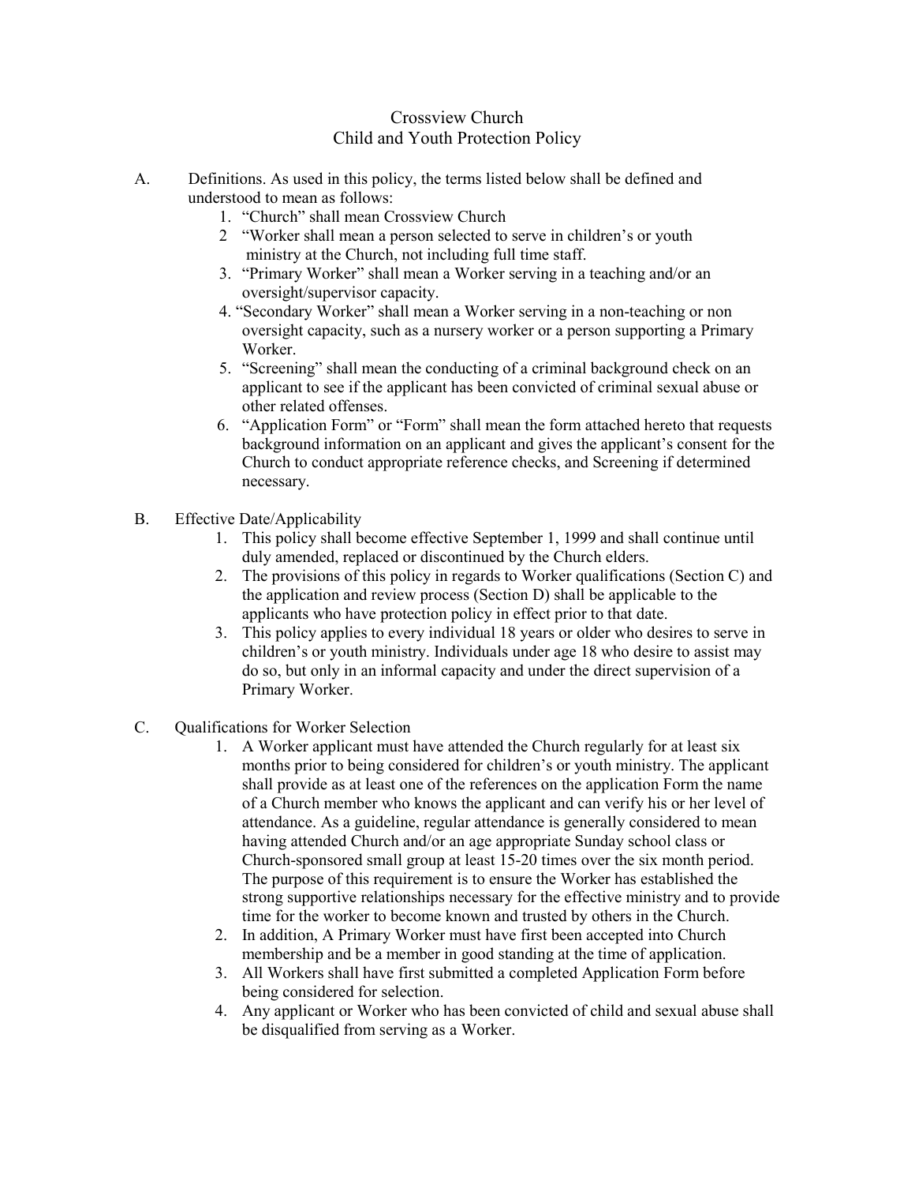# Crossview Church
## Child and Youth Protection Policy

A. Definitions. As used in this policy, the terms listed below shall be defined and understood to mean as follows:

1. "Church" shall mean Crossview Church
2. "Worker shall mean a person selected to serve in children's or youth ministry at the Church, not including full time staff.
3. "Primary Worker" shall mean a Worker serving in a teaching and/or an oversight/supervisor capacity.
4. "Secondary Worker" shall mean a Worker serving in a non-teaching or non oversight capacity, such as a nursery worker or a person supporting a Primary Worker.
5. "Screening" shall mean the conducting of a criminal background check on an applicant to see if the applicant has been convicted of criminal sexual abuse or other related offenses.
6. "Application Form" or "Form" shall mean the form attached hereto that requests background information on an applicant and gives the applicant's consent for the Church to conduct appropriate reference checks, and Screening if determined necessary.

B. Effective Date/Applicability

1. This policy shall become effective September 1, 1999 and shall continue until duly amended, replaced or discontinued by the Church elders.
2. The provisions of this policy in regards to Worker qualifications (Section C) and the application and review process (Section D) shall be applicable to the applicants who have protection policy in effect prior to that date.
3. This policy applies to every individual 18 years or older who desires to serve in children's or youth ministry. Individuals under age 18 who desire to assist may do so, but only in an informal capacity and under the direct supervision of a Primary Worker.

C. Qualifications for Worker Selection

1. A Worker applicant must have attended the Church regularly for at least six months prior to being considered for children's or youth ministry. The applicant shall provide as at least one of the references on the application Form the name of a Church member who knows the applicant and can verify his or her level of attendance. As a guideline, regular attendance is generally considered to mean having attended Church and/or an age appropriate Sunday school class or Church-sponsored small group at least 15-20 times over the six month period. The purpose of this requirement is to ensure the Worker has established the strong supportive relationships necessary for the effective ministry and to provide time for the worker to become known and trusted by others in the Church.
2. In addition, A Primary Worker must have first been accepted into Church membership and be a member in good standing at the time of application.
3. All Workers shall have first submitted a completed Application Form before being considered for selection.
4. Any applicant or Worker who has been convicted of child and sexual abuse shall be disqualified from serving as a Worker.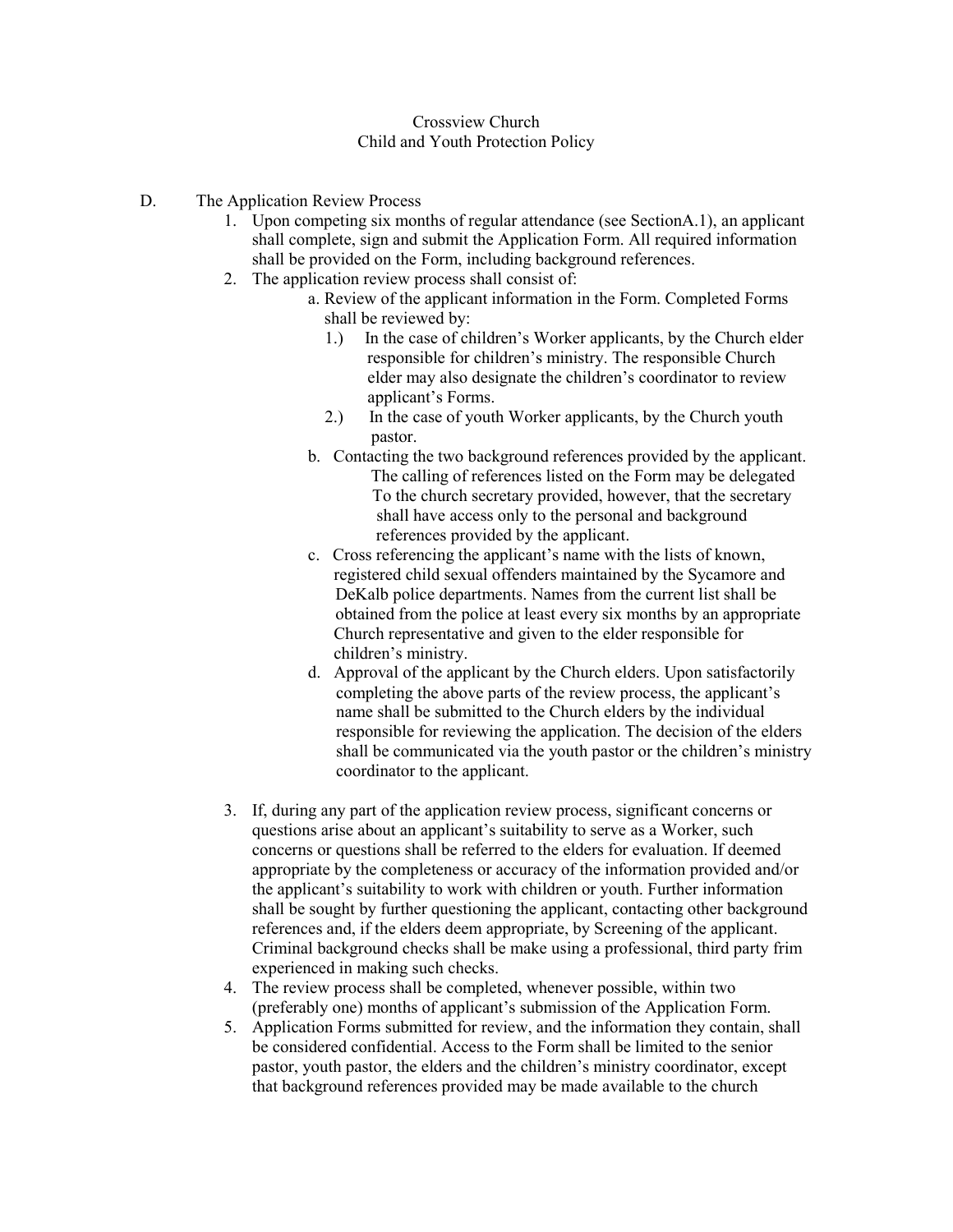Crossview Church
Child and Youth Protection Policy

D. The Application Review Process

1. Upon competing six months of regular attendance (see SectionA.1), an applicant shall complete, sign and submit the Application Form. All required information shall be provided on the Form, including background references.
2. The application review process shall consist of:
   a. Review of the applicant information in the Form. Completed Forms shall be reviewed by:
      1.) In the case of children's Worker applicants, by the Church elder responsible for children's ministry. The responsible Church elder may also designate the children's coordinator to review applicant's Forms.
      2.) In the case of youth Worker applicants, by the Church youth pastor.
   b. Contacting the two background references provided by the applicant. The calling of references listed on the Form may be delegated To the church secretary provided, however, that the secretary shall have access only to the personal and background references provided by the applicant.
   c. Cross referencing the applicant's name with the lists of known, registered child sexual offenders maintained by the Sycamore and DeKalb police departments. Names from the current list shall be obtained from the police at least every six months by an appropriate Church representative and given to the elder responsible for children's ministry.
   d. Approval of the applicant by the Church elders. Upon satisfactorily completing the above parts of the review process, the applicant's name shall be submitted to the Church elders by the individual responsible for reviewing the application. The decision of the elders shall be communicated via the youth pastor or the children's ministry coordinator to the applicant.
3. If, during any part of the application review process, significant concerns or questions arise about an applicant's suitability to serve as a Worker, such concerns or questions shall be referred to the elders for evaluation. If deemed appropriate by the completeness or accuracy of the information provided and/or the applicant's suitability to work with children or youth. Further information shall be sought by further questioning the applicant, contacting other background references and, if the elders deem appropriate, by Screening of the applicant. Criminal background checks shall be make using a professional, third party frim experienced in making such checks.
4. The review process shall be completed, whenever possible, within two (preferably one) months of applicant's submission of the Application Form.
5. Application Forms submitted for review, and the information they contain, shall be considered confidential. Access to the Form shall be limited to the senior pastor, youth pastor, the elders and the children's ministry coordinator, except that background references provided may be made available to the church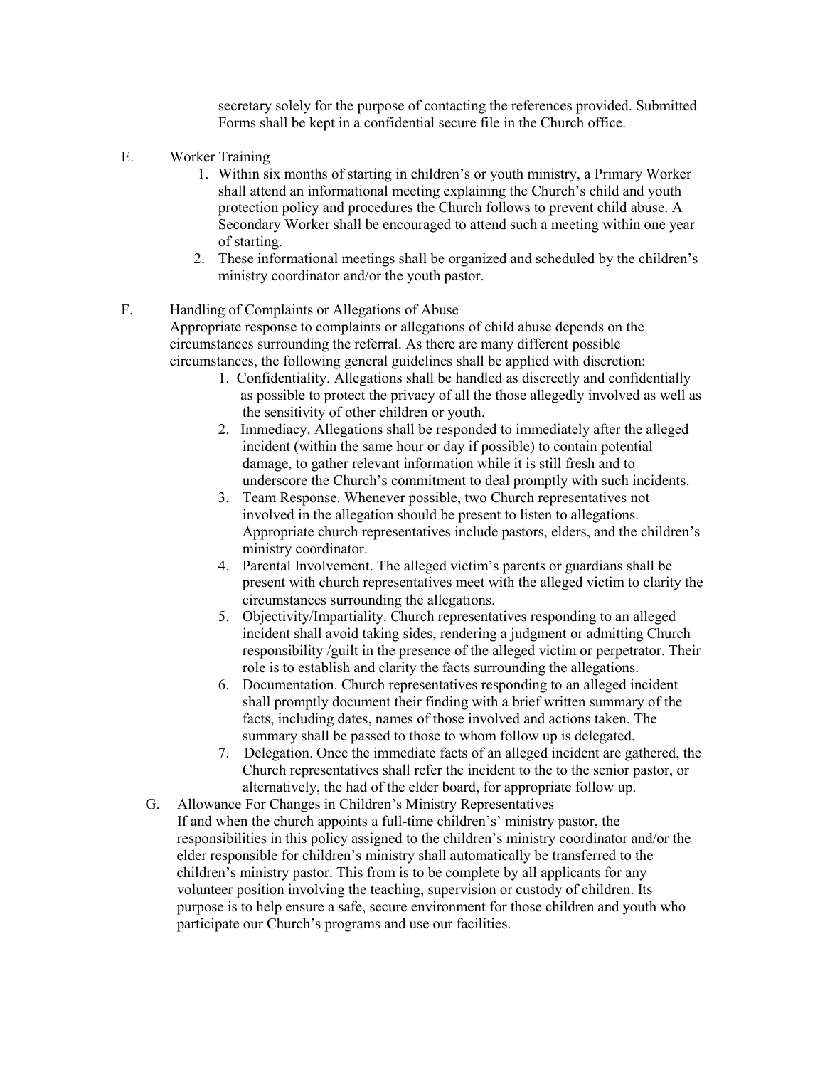secretary solely for the purpose of contacting the references provided. Submitted Forms shall be kept in a confidential secure file in the Church office.

E. Worker Training

1. Within six months of starting in children's or youth ministry, a Primary Worker shall attend an informational meeting explaining the Church's child and youth protection policy and procedures the Church follows to prevent child abuse. A Secondary Worker shall be encouraged to attend such a meeting within one year of starting.
2. These informational meetings shall be organized and scheduled by the children's ministry coordinator and/or the youth pastor.

F. Handling of Complaints or Allegations of Abuse

Appropriate response to complaints or allegations of child abuse depends on the circumstances surrounding the referral. As there are many different possible circumstances, the following general guidelines shall be applied with discretion:

1. Confidentiality. Allegations shall be handled as discreetly and confidentially as possible to protect the privacy of all the those allegedly involved as well as the sensitivity of other children or youth.
2. Immediacy. Allegations shall be responded to immediately after the alleged incident (within the same hour or day if possible) to contain potential damage, to gather relevant information while it is still fresh and to underscore the Church's commitment to deal promptly with such incidents.
3. Team Response. Whenever possible, two Church representatives not involved in the allegation should be present to listen to allegations. Appropriate church representatives include pastors, elders, and the children's ministry coordinator.
4. Parental Involvement. The alleged victim's parents or guardians shall be present with church representatives meet with the alleged victim to clarity the circumstances surrounding the allegations.
5. Objectivity/Impartiality. Church representatives responding to an alleged incident shall avoid taking sides, rendering a judgment or admitting Church responsibility /guilt in the presence of the alleged victim or perpetrator. Their role is to establish and clarity the facts surrounding the allegations.
6. Documentation. Church representatives responding to an alleged incident shall promptly document their finding with a brief written summary of the facts, including dates, names of those involved and actions taken. The summary shall be passed to those to whom follow up is delegated.
7. Delegation. Once the immediate facts of an alleged incident are gathered, the Church representatives shall refer the incident to the to the senior pastor, or alternatively, the had of the elder board, for appropriate follow up.

G. Allowance For Changes in Children's Ministry Representatives

If and when the church appoints a full-time children's' ministry pastor, the responsibilities in this policy assigned to the children's ministry coordinator and/or the elder responsible for children's ministry shall automatically be transferred to the children's ministry pastor. This from is to be complete by all applicants for any volunteer position involving the teaching, supervision or custody of children. Its purpose is to help ensure a safe, secure environment for those children and youth who participate our Church's programs and use our facilities.